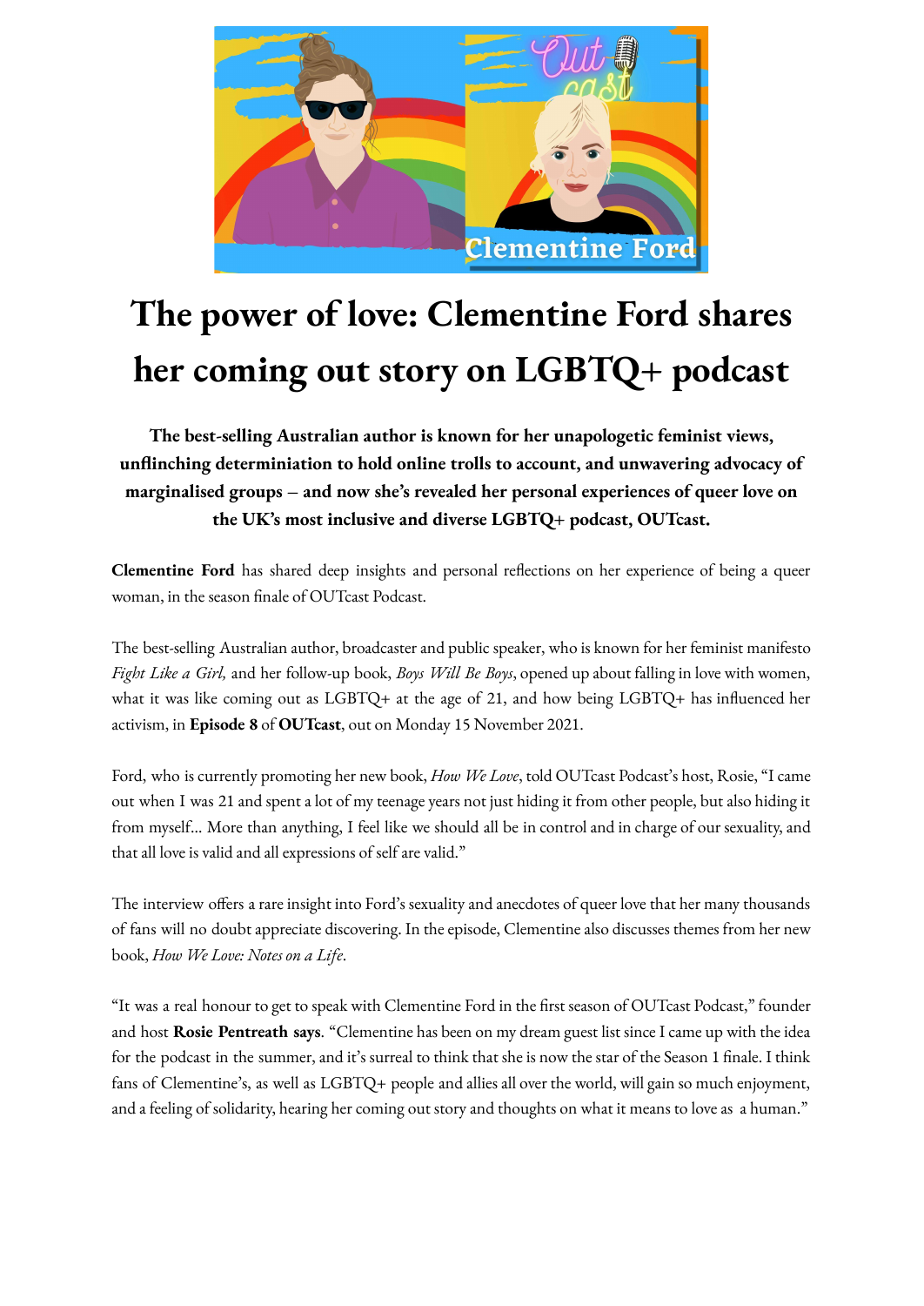# The power of love: Clementine Ford shares her coming out story on LGBTQ+ podcast

**The best-selling Australian author is known for her unapologetic feminist views, unflinching determiniation to hold online trolls to account, and unwavering advocacy of marginalised groups – and now she's revealed her personal experiences of queer love on the UK's most inclusive and diverse LGBTQ+ podcast, OUTcast.**

**Clementine Ford** has shared deep insights and personal reflections on her experience of being a queer woman, in the season finale of OUTcast Podcast.

The best-selling Australian author, broadcaster and public speaker, who is known for her feminist manifesto *Fight Like a Girl,* and her follow-up book, *Boys Will Be Boys*, opened up about falling in love with women, what it was like coming out as LGBTQ+ at the age of 21, and how being LGBTQ+ has influenced her activism, in **Episode 8** of **OUTcast**, out on Monday 15 November 2021.

Ford, who is currently promoting her new book, *How We Love*, told OUTcast Podcast's host, Rosie, "I came out when I was 21 and spent a lot of my teenage years not just hiding it from other people, but also hiding it from myself... More than anything, I feel like we should all be in control and in charge of our sexuality, and that all love is valid and all expressions of self are valid."

The interview offers a rare insight into Ford's sexuality and anecdotes of queer love that her many thousands of fans will no doubt appreciate discovering. In the episode, Clementine also discusses themes from her new book, *How We Love: Notes on a Life*.

"It was a real honour to get to speak with Clementine Ford in the first season of OUTcast Podcast," founder and host **Rosie Pentreath says**. "Clementine has been on my dream guest list since I came up with the idea for the podcast in the summer, and it's surreal to think that she is now the star of the Season 1 finale. I think fans of Clementine's, as well as LGBTQ+ people and allies all over the world, will gain so much enjoyment, and a feeling of solidarity, hearing her coming out story and thoughts on what it means to love as a human."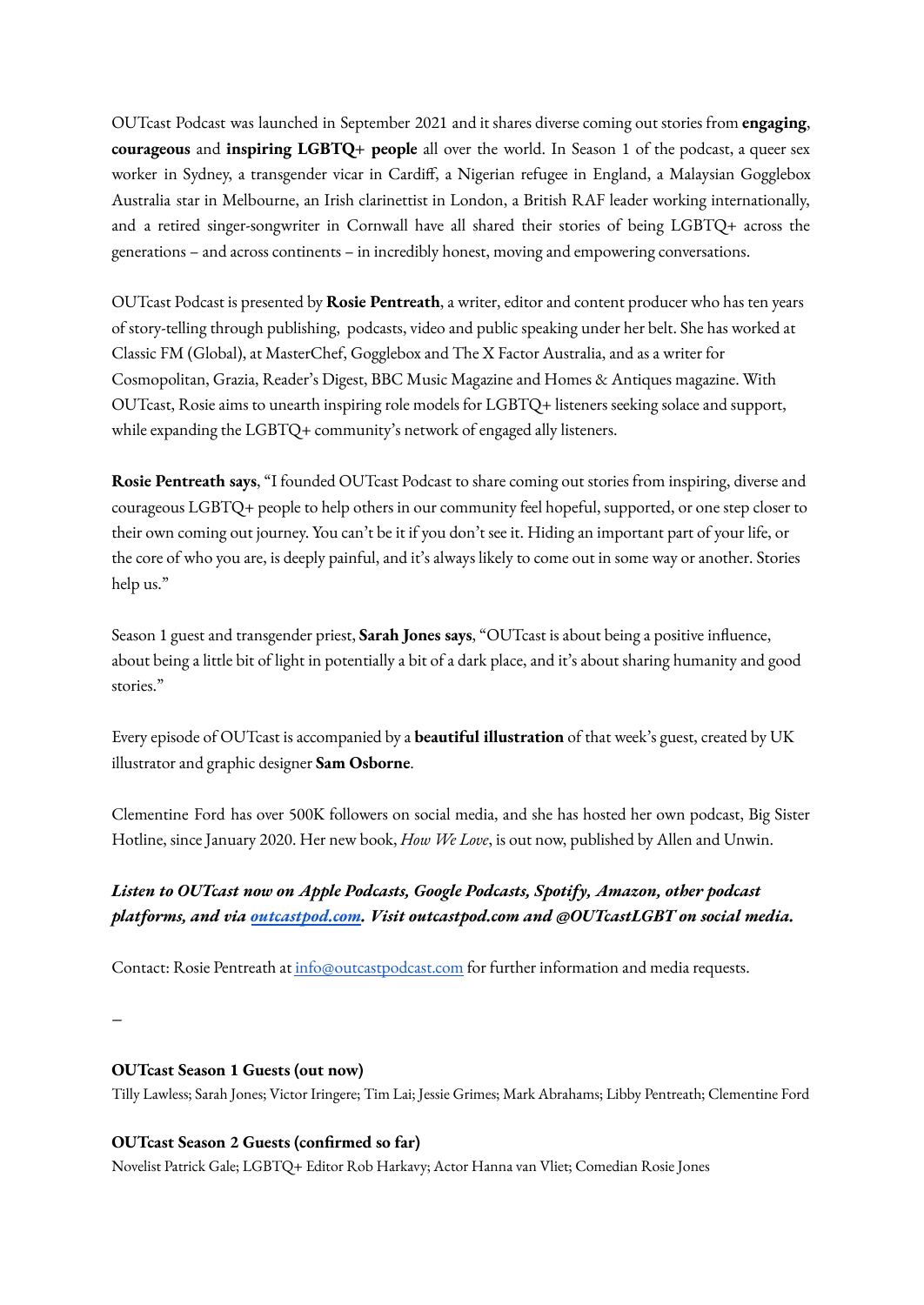OUTcast Podcast was launched in September 2021 and it shares diverse coming out stories from **engaging**, **courageous** and **inspiring LGBTQ+ people** all over the world. In Season 1 of the podcast, a queer sex worker in Sydney, a transgender vicar in Cardiff, a Nigerian refugee in England, a Malaysian Gogglebox Australia star in Melbourne, an Irish clarinettist in London, a British RAF leader working internationally, and a retired singer-songwriter in Cornwall have all shared their stories of being LGBTQ+ across the generations – and across continents – in incredibly honest, moving and empowering conversations.

OUTcast Podcast is presented by **Rosie Pentreath**, a writer, editor and content producer who has ten years of story-telling through publishing, podcasts, video and public speaking under her belt. She has worked at Classic FM (Global), at MasterChef, Gogglebox and The X Factor Australia, and as a writer for Cosmopolitan, Grazia, Reader's Digest, BBC Music Magazine and Homes & Antiques magazine. With OUTcast, Rosie aims to unearth inspiring role models for LGBTQ+ listeners seeking solace and support, while expanding the LGBTQ+ community's network of engaged ally listeners.

**Rosie Pentreath says**, "I founded OUTcast Podcast to share coming out stories from inspiring, diverse and courageous LGBTQ+ people to help others in our community feel hopeful, supported, or one step closer to their own coming out journey. You can't be it if you don't see it. Hiding an important part of your life, or the core of who you are, is deeply painful, and it's always likely to come out in some way or another. Stories help us."

Season 1 guest and transgender priest, **Sarah Jones says**, "OUTcast is about being a positive influence, about being a little bit of light in potentially a bit of a dark place, and it's about sharing humanity and good stories."

Every episode of OUTcast is accompanied by a **beautiful illustration** of that week's guest, created by UK illustrator and graphic designer **Sam Osborne**.

Clementine Ford has over 500K followers on social media, and she has hosted her own podcast, Big Sister Hotline, since January 2020. Her new book, *How We Love*, is out now, published by Allen and Unwin.

***Listen to OUTcast now on Apple Podcasts, Google Podcasts, Spotify, Amazon, other podcast platforms, and via outcastpod.com. Visit outcastpod.com and @OUTcastLGBT on social media.***

Contact: Rosie Pentreath at info@outcastpodcast.com for further information and media requests.

–

**OUTcast Season 1 Guests (out now)**
Tilly Lawless; Sarah Jones; Victor Iringere; Tim Lai; Jessie Grimes; Mark Abrahams; Libby Pentreath; Clementine Ford

**OUTcast Season 2 Guests (confirmed so far)**
Novelist Patrick Gale; LGBTQ+ Editor Rob Harkavy; Actor Hanna van Vliet; Comedian Rosie Jones